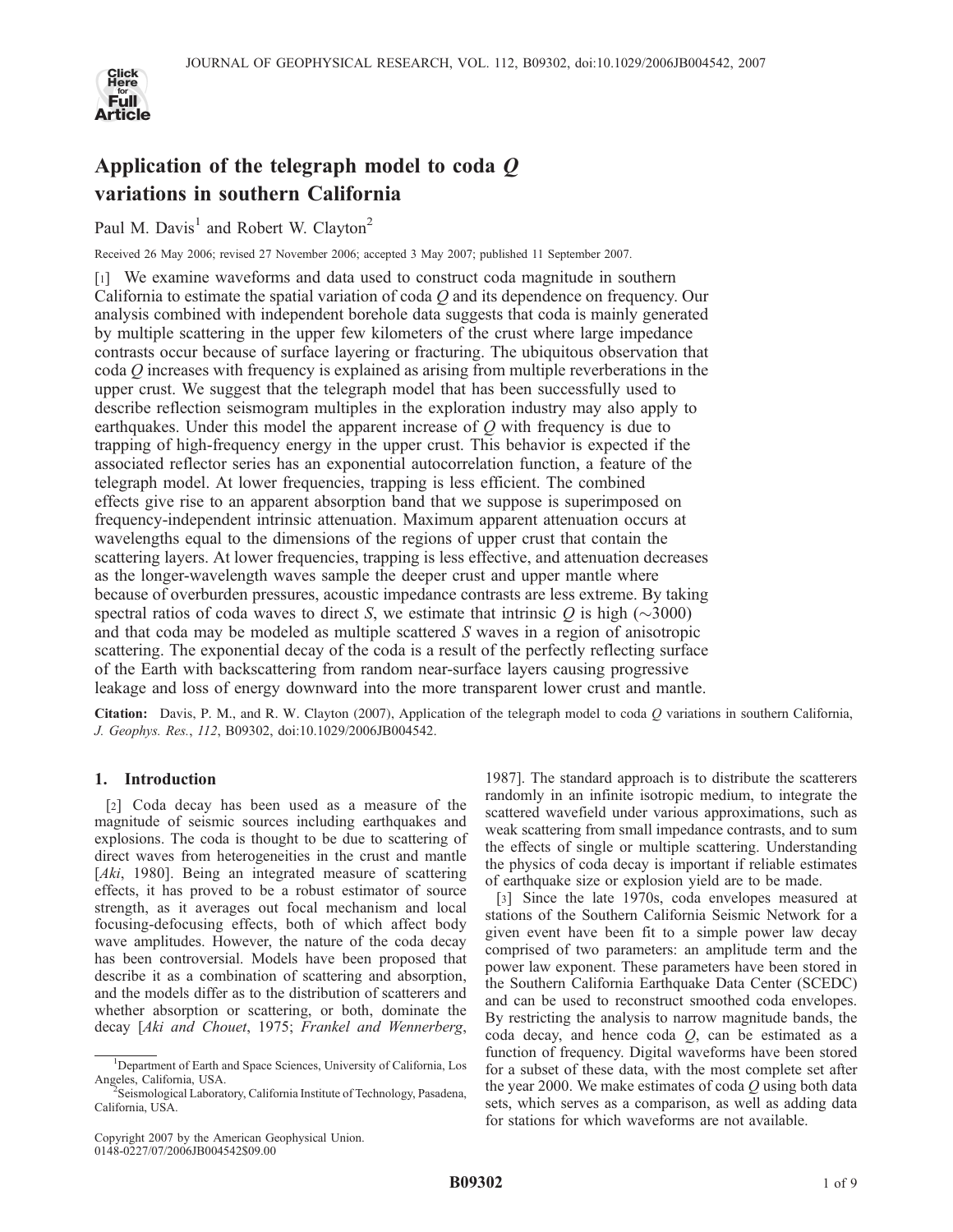# Application of the telegraph model to coda $Q$ variations in southern California

Paul M. Davis[1] and Robert W. Clayton[2]

Received 26 May 2006; revised 27 November 2006; accepted 3 May 2007; published 11 September 2007.

[1] We examine waveforms and data used to construct coda magnitude in southern California to estimate the spatial variation of coda $Q$ and its dependence on frequency. Our analysis combined with independent borehole data suggests that coda is mainly generated by multiple scattering in the upper few kilometers of the crust where large impedance contrasts occur because of surface layering or fracturing. The ubiquitous observation that coda $Q$ increases with frequency is explained as arising from multiple reverberations in the upper crust. We suggest that the telegraph model that has been successfully used to describe reflection seismogram multiples in the exploration industry may also apply to earthquakes. Under this model the apparent increase of $Q$ with frequency is due to trapping of high-frequency energy in the upper crust. This behavior is expected if the associated reflector series has an exponential autocorrelation function, a feature of the telegraph model. At lower frequencies, trapping is less efficient. The combined effects give rise to an apparent absorption band that we suppose is superimposed on frequency-independent intrinsic attenuation. Maximum apparent attenuation occurs at wavelengths equal to the dimensions of the regions of upper crust that contain the scattering layers. At lower frequencies, trapping is less effective, and attenuation decreases as the longer-wavelength waves sample the deeper crust and upper mantle where because of overburden pressures, acoustic impedance contrasts are less extreme. By taking spectral ratios of coda waves to direct $S$, we estimate that intrinsic $Q$ is high (~3000) and that coda may be modeled as multiple scattered $S$ waves in a region of anisotropic scattering. The exponential decay of the coda is a result of the perfectly reflecting surface of the Earth with backscattering from random near-surface layers causing progressive leakage and loss of energy downward into the more transparent lower crust and mantle.

**Citation:** Davis, P. M., and R. W. Clayton (2007), Application of the telegraph model to coda $Q$ variations in southern California, *J. Geophys. Res.*, *112*, B09302, doi:10.1029/2006JB004542.

## 1. Introduction

[2] Coda decay has been used as a measure of the magnitude of seismic sources including earthquakes and explosions. The coda is thought to be due to scattering of direct waves from heterogeneities in the crust and mantle [*Aki*, 1980]. Being an integrated measure of scattering effects, it has proved to be a robust estimator of source strength, as it averages out focal mechanism and local focusing-defocusing effects, both of which affect body wave amplitudes. However, the nature of the coda decay has been controversial. Models have been proposed that describe it as a combination of scattering and absorption, and the models differ as to the distribution of scatterers and whether absorption or scattering, or both, dominate the decay [*Aki and Chouet*, 1975; *Frankel and Wennerberg*, 1987]. The standard approach is to distribute the scatterers randomly in an infinite isotropic medium, to integrate the scattered wavefield under various approximations, such as weak scattering from small impedance contrasts, and to sum the effects of single or multiple scattering. Understanding the physics of coda decay is important if reliable estimates of earthquake size or explosion yield are to be made.

[3] Since the late 1970s, coda envelopes measured at stations of the Southern California Seismic Network for a given event have been fit to a simple power law decay comprised of two parameters: an amplitude term and the power law exponent. These parameters have been stored in the Southern California Earthquake Data Center (SCEDC) and can be used to reconstruct smoothed coda envelopes. By restricting the analysis to narrow magnitude bands, the coda decay, and hence coda $Q$, can be estimated as a function of frequency. Digital waveforms have been stored for a subset of these data, with the most complete set after the year 2000. We make estimates of coda $Q$ using both data sets, which serves as a comparison, as well as adding data for stations for which waveforms are not available.

[1] Department of Earth and Space Sciences, University of California, Los Angeles, California, USA.

[2] Seismological Laboratory, California Institute of Technology, Pasadena, California, USA.

Copyright 2007 by the American Geophysical Union.
0148-0227/07/2006JB004542$09.00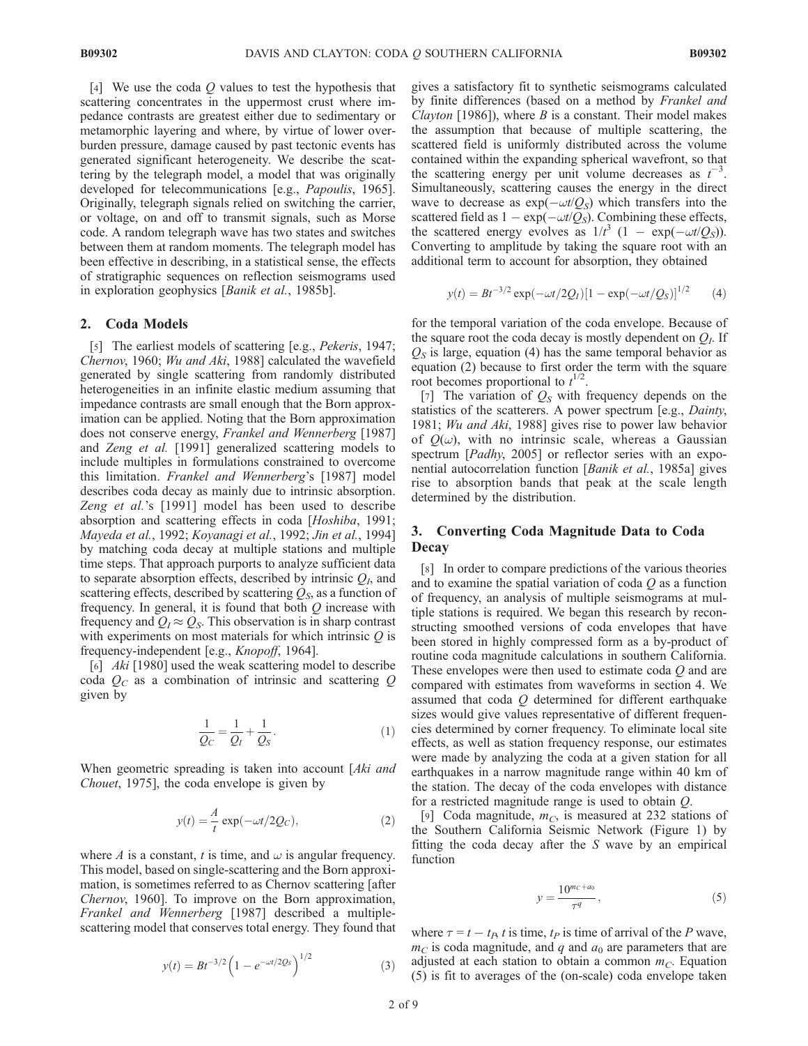[4] We use the coda $Q$ values to test the hypothesis that scattering concentrates in the uppermost crust where impedance contrasts are greatest either due to sedimentary or metamorphic layering and where, by virtue of lower overburden pressure, damage caused by past tectonic events has generated significant heterogeneity. We describe the scattering by the telegraph model, a model that was originally developed for telecommunications [e.g., *Papoulis*, 1965]. Originally, telegraph signals relied on switching the carrier, or voltage, on and off to transmit signals, such as Morse code. A random telegraph wave has two states and switches between them at random moments. The telegraph model has been effective in describing, in a statistical sense, the effects of stratigraphic sequences on reflection seismograms used in exploration geophysics [*Banik et al.*, 1985b].

## 2. Coda Models

[5] The earliest models of scattering [e.g., *Pekeris*, 1947; *Chernov*, 1960; *Wu and Aki*, 1988] calculated the wavefield generated by single scattering from randomly distributed heterogeneities in an infinite elastic medium assuming that impedance contrasts are small enough that the Born approximation can be applied. Noting that the Born approximation does not conserve energy, *Frankel and Wennerberg* [1987] and *Zeng et al.* [1991] generalized scattering models to include multiples in formulations constrained to overcome this limitation. *Frankel and Wennerberg*'s [1987] model describes coda decay as mainly due to intrinsic absorption. *Zeng et al.*'s [1991] model has been used to describe absorption and scattering effects in coda [*Hoshiba*, 1991; *Mayeda et al.*, 1992; *Koyanagi et al.*, 1992; *Jin et al.*, 1994] by matching coda decay at multiple stations and multiple time steps. That approach purports to analyze sufficient data to separate absorption effects, described by intrinsic $Q_I$, and scattering effects, described by scattering $Q_S$, as a function of frequency. In general, it is found that both $Q$ increase with frequency and $Q_I \approx Q_S$. This observation is in sharp contrast with experiments on most materials for which intrinsic $Q$ is frequency-independent [e.g., *Knopoff*, 1964].

[6] *Aki* [1980] used the weak scattering model to describe coda $Q_C$ as a combination of intrinsic and scattering $Q$ given by

$$\frac{1}{Q_C} = \frac{1}{Q_I} + \frac{1}{Q_S}. \qquad (1)$$

When geometric spreading is taken into account [*Aki and Chouet*, 1975], the coda envelope is given by

$$y(t) = \frac{A}{t}\exp(-\omega t/2Q_C), \qquad (2)$$

where $A$ is a constant, $t$ is time, and $\omega$ is angular frequency. This model, based on single-scattering and the Born approximation, is sometimes referred to as Chernov scattering [after *Chernov*, 1960]. To improve on the Born approximation, *Frankel and Wennerberg* [1987] described a multiple-scattering model that conserves total energy. They found that

$$y(t) = Bt^{-3/2}\left(1 - e^{-\omega t/2Q_S}\right)^{1/2} \qquad (3)$$

gives a satisfactory fit to synthetic seismograms calculated by finite differences (based on a method by *Frankel and Clayton* [1986]), where $B$ is a constant. Their model makes the assumption that because of multiple scattering, the scattered field is uniformly distributed across the volume contained within the expanding spherical wavefront, so that the scattering energy per unit volume decreases as $t^{-3}$. Simultaneously, scattering causes the energy in the direct wave to decrease as $\exp(-\omega t/Q_S)$ which transfers into the scattered field as $1 - \exp(-\omega t/Q_S)$. Combining these effects, the scattered energy evolves as $1/t^3\ (1 - \exp(-\omega t/Q_S))$. Converting to amplitude by taking the square root with an additional term to account for absorption, they obtained

$$y(t) = Bt^{-3/2}\exp(-\omega t/2Q_I)[1 - \exp(-\omega t/Q_S)]^{1/2} \qquad (4)$$

for the temporal variation of the coda envelope. Because of the square root the coda decay is mostly dependent on $Q_I$. If $Q_S$ is large, equation (4) has the same temporal behavior as equation (2) because to first order the term with the square root becomes proportional to $t^{1/2}$.

[7] The variation of $Q_S$ with frequency depends on the statistics of the scatterers. A power spectrum [e.g., *Dainty*, 1981; *Wu and Aki*, 1988] gives rise to power law behavior of $Q(\omega)$, with no intrinsic scale, whereas a Gaussian spectrum [*Padhy*, 2005] or reflector series with an exponential autocorrelation function [*Banik et al.*, 1985a] gives rise to absorption bands that peak at the scale length determined by the distribution.

## 3. Converting Coda Magnitude Data to Coda Decay

[8] In order to compare predictions of the various theories and to examine the spatial variation of coda $Q$ as a function of frequency, an analysis of multiple seismograms at multiple stations is required. We began this research by reconstructing smoothed versions of coda envelopes that have been stored in highly compressed form as a by-product of routine coda magnitude calculations in southern California. These envelopes were then used to estimate coda $Q$ and are compared with estimates from waveforms in section 4. We assumed that coda $Q$ determined for different earthquake sizes would give values representative of different frequencies determined by corner frequency. To eliminate local site effects, as well as station frequency response, our estimates were made by analyzing the coda at a given station for all earthquakes in a narrow magnitude range within 40 km of the station. The decay of the coda envelopes with distance for a restricted magnitude range is used to obtain $Q$.

[9] Coda magnitude, $m_C$, is measured at 232 stations of the Southern California Seismic Network (Figure 1) by fitting the coda decay after the $S$ wave by an empirical function

$$y = \frac{10^{m_C + a_0}}{\tau^q}, \qquad (5)$$

where $\tau = t - t_P$, $t$ is time, $t_P$ is time of arrival of the $P$ wave, $m_C$ is coda magnitude, and $q$ and $a_0$ are parameters that are adjusted at each station to obtain a common $m_C$. Equation (5) is fit to averages of the (on-scale) coda envelope taken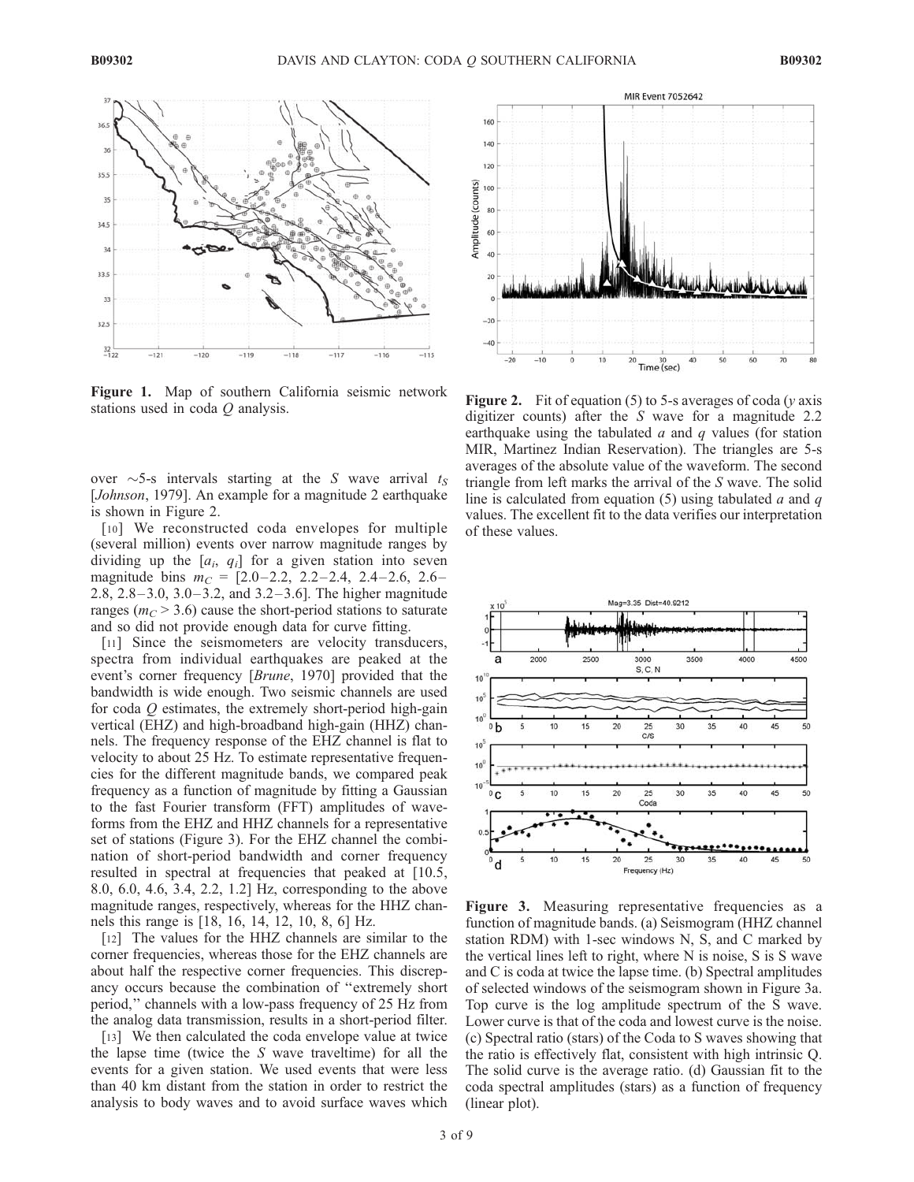Figure 1. Map of southern California seismic network stations used in coda $Q$ analysis.

Figure 2. Fit of equation (5) to 5-s averages of coda ($y$ axis digitizer counts) after the $S$ wave for a magnitude 2.2 earthquake using the tabulated $a$ and $q$ values (for station MIR, Martinez Indian Reservation). The triangles are 5-s averages of the absolute value of the waveform. The second triangle from left marks the arrival of the $S$ wave. The solid line is calculated from equation (5) using tabulated $a$ and $q$ values. The excellent fit to the data verifies our interpretation of these values.

over ~5-s intervals starting at the $S$ wave arrival $t_S$ [*Johnson*, 1979]. An example for a magnitude 2 earthquake is shown in Figure 2.

[10] We reconstructed coda envelopes for multiple (several million) events over narrow magnitude ranges by dividing up the $[a_i, q_i]$ for a given station into seven magnitude bins $m_C$ = [2.0–2.2, 2.2–2.4, 2.4–2.6, 2.6–2.8, 2.8–3.0, 3.0–3.2, and 3.2–3.6]. The higher magnitude ranges ($m_C > 3.6$) cause the short-period stations to saturate and so did not provide enough data for curve fitting.

[11] Since the seismometers are velocity transducers, spectra from individual earthquakes are peaked at the event's corner frequency [*Brune*, 1970] provided that the bandwidth is wide enough. Two seismic channels are used for coda $Q$ estimates, the extremely short-period high-gain vertical (EHZ) and high-broadband high-gain (HHZ) channels. The frequency response of the EHZ channel is flat to velocity to about 25 Hz. To estimate representative frequencies for the different magnitude bands, we compared peak frequency as a function of magnitude by fitting a Gaussian to the fast Fourier transform (FFT) amplitudes of waveforms from the EHZ and HHZ channels for a representative set of stations (Figure 3). For the EHZ channel the combination of short-period bandwidth and corner frequency resulted in spectral at frequencies that peaked at [10.5, 8.0, 6.0, 4.6, 3.4, 2.2, 1.2] Hz, corresponding to the above magnitude ranges, respectively, whereas for the HHZ channels this range is [18, 16, 14, 12, 10, 8, 6] Hz.

[12] The values for the HHZ channels are similar to the corner frequencies, whereas those for the EHZ channels are about half the respective corner frequencies. This discrepancy occurs because the combination of "extremely short period," channels with a low-pass frequency of 25 Hz from the analog data transmission, results in a short-period filter.

[13] We then calculated the coda envelope value at twice the lapse time (twice the $S$ wave traveltime) for all the events for a given station. We used events that were less than 40 km distant from the station in order to restrict the analysis to body waves and to avoid surface waves which

Figure 3. Measuring representative frequencies as a function of magnitude bands. (a) Seismogram (HHZ channel station RDM) with 1-sec windows N, S, and C marked by the vertical lines left to right, where N is noise, S is S wave and C is coda at twice the lapse time. (b) Spectral amplitudes of selected windows of the seismogram shown in Figure 3a. Top curve is the log amplitude spectrum of the S wave. Lower curve is that of the coda and lowest curve is the noise. (c) Spectral ratio (stars) of the Coda to S waves showing that the ratio is effectively flat, consistent with high intrinsic Q. The solid curve is the average ratio. (d) Gaussian fit to the coda spectral amplitudes (stars) as a function of frequency (linear plot).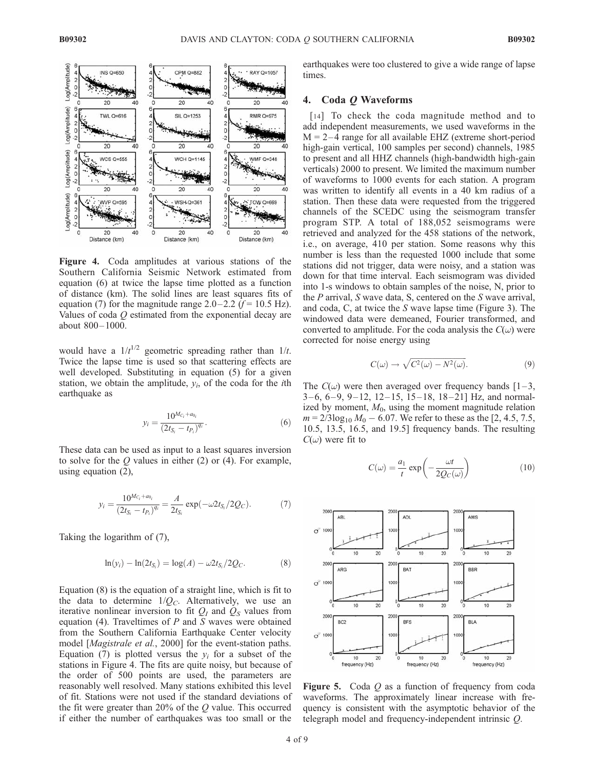**Figure 4.** Coda amplitudes at various stations of the Southern California Seismic Network estimated from equation (6) at twice the lapse time plotted as a function of distance (km). The solid lines are least squares fits of equation (7) for the magnitude range 2.0–2.2 ($f$ = 10.5 Hz). Values of coda $Q$ estimated from the exponential decay are about 800–1000.

would have a $1/t^{1/2}$ geometric spreading rather than $1/t$. Twice the lapse time is used so that scattering effects are well developed. Substituting in equation (5) for a given station, we obtain the amplitude, $y_i$, of the coda for the $i$th earthquake as

$$y_i = \frac{10^{M_{C_i} + a_{0_i}}}{(2t_{S_i} - t_{P_i})^{q_i}}. \tag{6}$$

These data can be used as input to a least squares inversion to solve for the $Q$ values in either (2) or (4). For example, using equation (2),

$$y_i = \frac{10^{M_{C_i} + a_{0_i}}}{(2t_{S_i} - t_{P_i})^{q_i}} = \frac{A}{2t_{S_i}} \exp(-\omega 2t_{S_i}/2Q_C). \tag{7}$$

Taking the logarithm of (7),

$$\ln(y_i) - \ln(2t_{S_i}) = \log(A) - \omega 2t_{S_i}/2Q_C. \tag{8}$$

Equation (8) is the equation of a straight line, which is fit to the data to determine $1/Q_C$. Alternatively, we use an iterative nonlinear inversion to fit $Q_I$ and $Q_S$ values from equation (4). Traveltimes of $P$ and $S$ waves were obtained from the Southern California Earthquake Center velocity model [*Magistrale et al.*, 2000] for the event-station paths. Equation (7) is plotted versus the $y_i$ for a subset of the stations in Figure 4. The fits are quite noisy, but because of the order of 500 points are used, the parameters are reasonably well resolved. Many stations exhibited this level of fit. Stations were not used if the standard deviations of the fit were greater than 20% of the $Q$ value. This occurred if either the number of earthquakes was too small or the earthquakes were too clustered to give a wide range of lapse times.

## 4. Coda $Q$ Waveforms

[14] To check the coda magnitude method and to add independent measurements, we used waveforms in the M = 2–4 range for all available EHZ (extreme short-period high-gain vertical, 100 samples per second) channels, 1985 to present and all HHZ channels (high-bandwidth high-gain verticals) 2000 to present. We limited the maximum number of waveforms to 1000 events for each station. A program was written to identify all events in a 40 km radius of a station. Then these data were requested from the triggered channels of the SCEDC using the seismogram transfer program STP. A total of 188,052 seismograms were retrieved and analyzed for the 458 stations of the network, i.e., on average, 410 per station. Some reasons why this number is less than the requested 1000 include that some stations did not trigger, data were noisy, and a station was down for that time interval. Each seismogram was divided into 1-s windows to obtain samples of the noise, N, prior to the $P$ arrival, $S$ wave data, S, centered on the $S$ wave arrival, and coda, C, at twice the $S$ wave lapse time (Figure 3). The windowed data were demeaned, Fourier transformed, and converted to amplitude. For the coda analysis the $C(\omega)$ were corrected for noise energy using

$$C(\omega) \rightarrow \sqrt{C^2(\omega) - N^2(\omega)}. \tag{9}$$

The $C(\omega)$ were then averaged over frequency bands [1–3, 3–6, 6–9, 9–12, 12–15, 15–18, 18–21] Hz, and normalized by moment, $M_0$, using the moment magnitude relation $m = 2/3\log_{10} M_0 - 6.07$. We refer to these as the [2, 4.5, 7.5, 10.5, 13.5, 16.5, and 19.5] frequency bands. The resulting $C(\omega)$ were fit to

$$C(\omega) = \frac{a_1}{t} \exp\left(-\frac{\omega t}{2Q_C(\omega)}\right) \tag{10}$$

**Figure 5.** Coda $Q$ as a function of frequency from coda waveforms. The approximately linear increase with frequency is consistent with the asymptotic behavior of the telegraph model and frequency-independent intrinsic $Q$.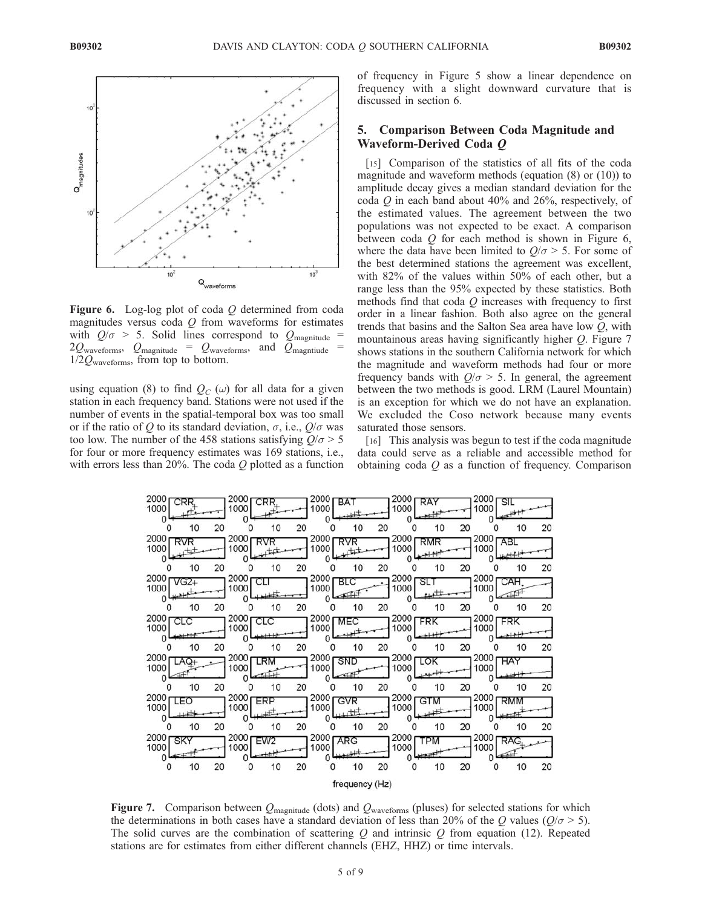Figure 6. Log-log plot of coda $Q$ determined from coda magnitudes versus coda $Q$ from waveforms for estimates with $Q/\sigma > 5$. Solid lines correspond to $Q_{magnitude} = 2Q_{waveforms}$, $Q_{magnitude} = Q_{waveforms}$, and $Q_{magntiude} = 1/2Q_{waveforms}$, from top to bottom.

using equation (8) to find $Q_C(\omega)$ for all data for a given station in each frequency band. Stations were not used if the number of events in the spatial-temporal box was too small or if the ratio of $Q$ to its standard deviation, $\sigma$, i.e., $Q/\sigma$ was too low. The number of the 458 stations satisfying $Q/\sigma > 5$ for four or more frequency estimates was 169 stations, i.e., with errors less than 20%. The coda $Q$ plotted as a function of frequency in Figure 5 show a linear dependence on frequency with a slight downward curvature that is discussed in section 6.

## 5. Comparison Between Coda Magnitude and Waveform-Derived Coda *Q*

[15] Comparison of the statistics of all fits of the coda magnitude and waveform methods (equation (8) or (10)) to amplitude decay gives a median standard deviation for the coda $Q$ in each band about 40% and 26%, respectively, of the estimated values. The agreement between the two populations was not expected to be exact. A comparison between coda $Q$ for each method is shown in Figure 6, where the data have been limited to $Q/\sigma > 5$. For some of the best determined stations the agreement was excellent, with 82% of the values within 50% of each other, but a range less than the 95% expected by these statistics. Both methods find that coda $Q$ increases with frequency to first order in a linear fashion. Both also agree on the general trends that basins and the Salton Sea area have low $Q$, with mountainous areas having significantly higher $Q$. Figure 7 shows stations in the southern California network for which the magnitude and waveform methods had four or more frequency bands with $Q/\sigma > 5$. In general, the agreement between the two methods is good. LRM (Laurel Mountain) is an exception for which we do not have an explanation. We excluded the Coso network because many events saturated those sensors.

[16] This analysis was begun to test if the coda magnitude data could serve as a reliable and accessible method for obtaining coda $Q$ as a function of frequency. Comparison

Figure 7. Comparison between $Q_{magnitude}$ (dots) and $Q_{waveforms}$ (pluses) for selected stations for which the determinations in both cases have a standard deviation of less than 20% of the $Q$ values ($Q/\sigma > 5$). The solid curves are the combination of scattering $Q$ and intrinsic $Q$ from equation (12). Repeated stations are for estimates from either different channels (EHZ, HHZ) or time intervals.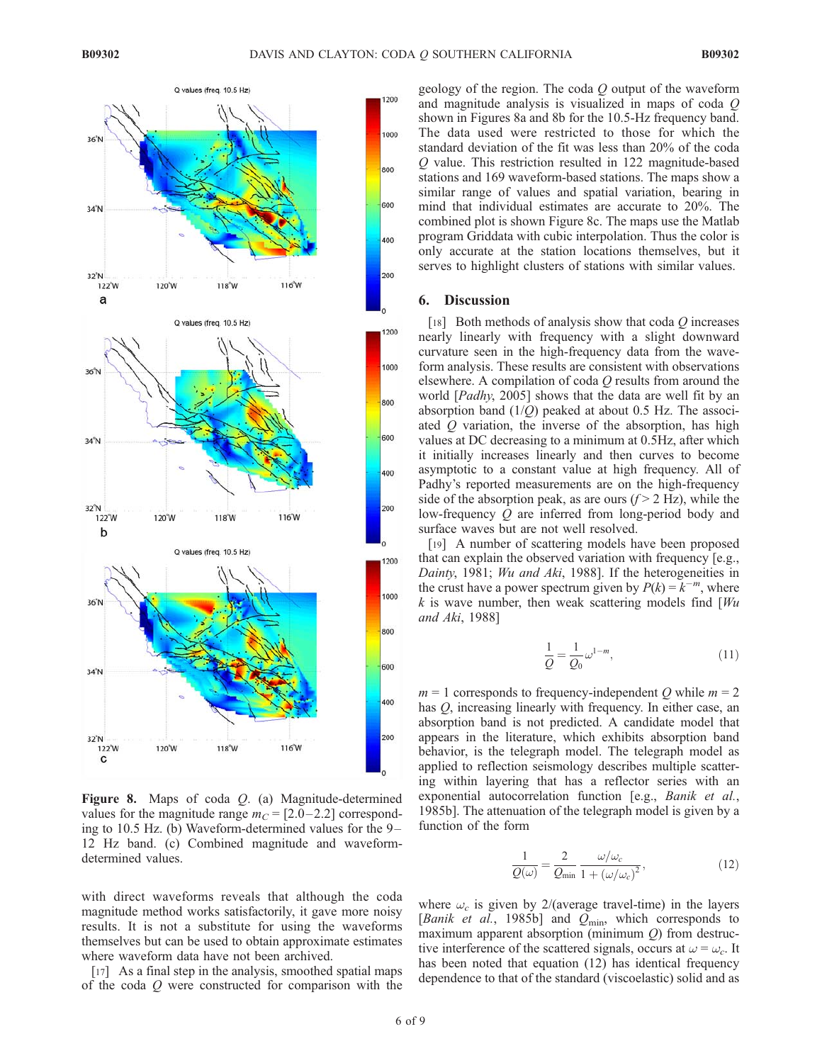Figure 8. Maps of coda $Q$. (a) Magnitude-determined values for the magnitude range $m_C$ = [2.0–2.2] corresponding to 10.5 Hz. (b) Waveform-determined values for the 9–12 Hz band. (c) Combined magnitude and waveform-determined values.

with direct waveforms reveals that although the coda magnitude method works satisfactorily, it gave more noisy results. It is not a substitute for using the waveforms themselves but can be used to obtain approximate estimates where waveform data have not been archived.

[17] As a final step in the analysis, smoothed spatial maps of the coda $Q$ were constructed for comparison with the geology of the region. The coda $Q$ output of the waveform and magnitude analysis is visualized in maps of coda $Q$ shown in Figures 8a and 8b for the 10.5-Hz frequency band. The data used were restricted to those for which the standard deviation of the fit was less than 20% of the coda $Q$ value. This restriction resulted in 122 magnitude-based stations and 169 waveform-based stations. The maps show a similar range of values and spatial variation, bearing in mind that individual estimates are accurate to 20%. The combined plot is shown Figure 8c. The maps use the Matlab program Griddata with cubic interpolation. Thus the color is only accurate at the station locations themselves, but it serves to highlight clusters of stations with similar values.

## 6. Discussion

[18] Both methods of analysis show that coda $Q$ increases nearly linearly with frequency with a slight downward curvature seen in the high-frequency data from the waveform analysis. These results are consistent with observations elsewhere. A compilation of coda $Q$ results from around the world [*Padhy*, 2005] shows that the data are well fit by an absorption band ($1/Q$) peaked at about 0.5 Hz. The associated $Q$ variation, the inverse of the absorption, has high values at DC decreasing to a minimum at 0.5Hz, after which it initially increases linearly and then curves to become asymptotic to a constant value at high frequency. All of Padhy's reported measurements are on the high-frequency side of the absorption peak, as are ours ($f > 2$ Hz), while the low-frequency $Q$ are inferred from long-period body and surface waves but are not well resolved.

[19] A number of scattering models have been proposed that can explain the observed variation with frequency [e.g., *Dainty*, 1981; *Wu and Aki*, 1988]. If the heterogeneities in the crust have a power spectrum given by $P(k) = k^{-m}$, where $k$ is wave number, then weak scattering models find [*Wu and Aki*, 1988]

$$\frac{1}{Q} = \frac{1}{Q_0}\omega^{1-m}, \tag{11}$$

$m = 1$ corresponds to frequency-independent $Q$ while $m = 2$ has $Q$, increasing linearly with frequency. In either case, an absorption band is not predicted. A candidate model that appears in the literature, which exhibits absorption band behavior, is the telegraph model. The telegraph model as applied to reflection seismology describes multiple scattering within layering that has a reflector series with an exponential autocorrelation function [e.g., *Banik et al.*, 1985b]. The attenuation of the telegraph model is given by a function of the form

$$\frac{1}{Q(\omega)} = \frac{2}{Q_{\min}} \frac{\omega/\omega_c}{1 + (\omega/\omega_c)^2}, \tag{12}$$

where $\omega_c$ is given by 2/(average travel-time) in the layers [*Banik et al.*, 1985b] and $Q_{\min}$, which corresponds to maximum apparent absorption (minimum $Q$) from destructive interference of the scattered signals, occurs at $\omega = \omega_c$. It has been noted that equation (12) has identical frequency dependence to that of the standard (viscoelastic) solid and as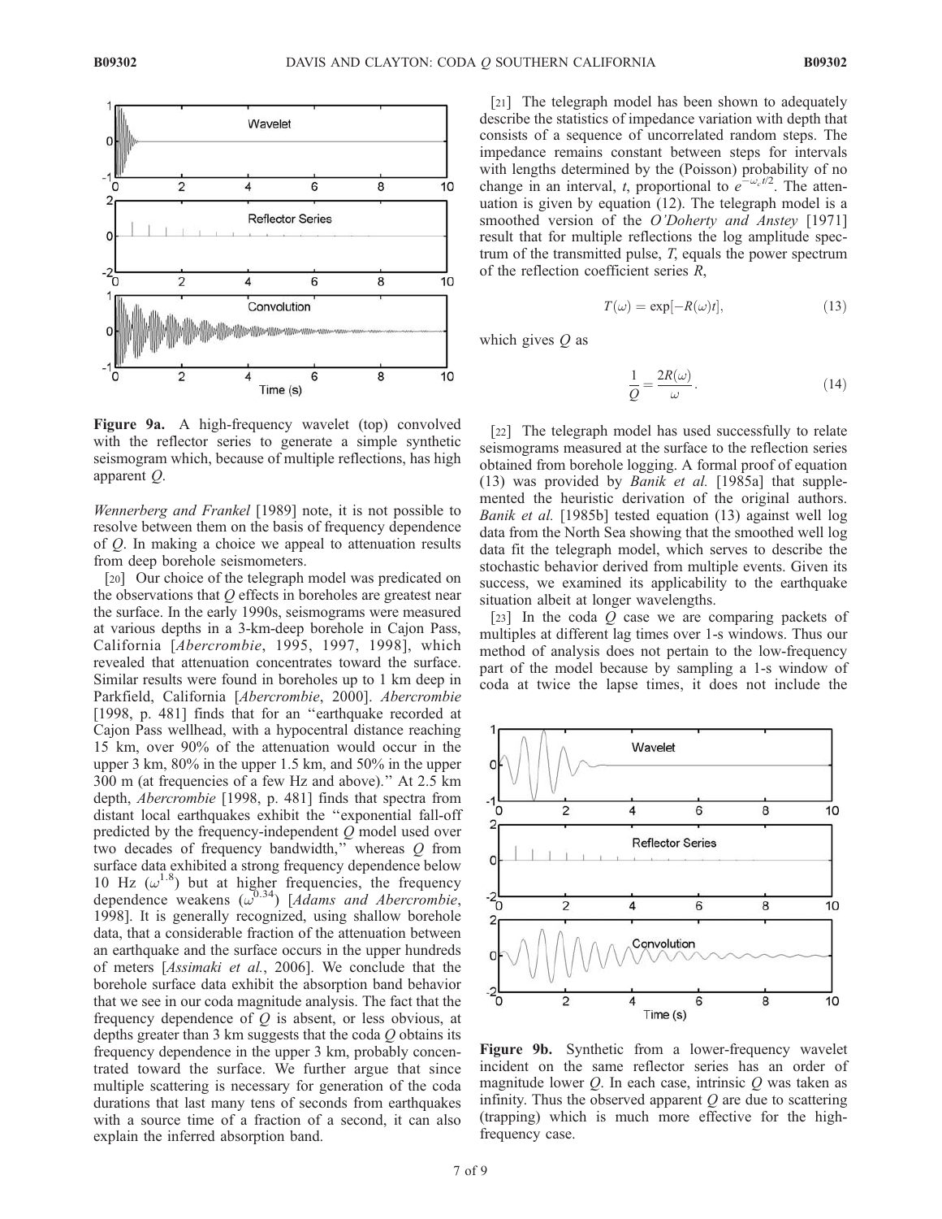Figure 9a. A high-frequency wavelet (top) convolved with the reflector series to generate a simple synthetic seismogram which, because of multiple reflections, has high apparent $Q$.

*Wennerberg and Frankel* [1989] note, it is not possible to resolve between them on the basis of frequency dependence of $Q$. In making a choice we appeal to attenuation results from deep borehole seismometers.

[20] Our choice of the telegraph model was predicated on the observations that $Q$ effects in boreholes are greatest near the surface. In the early 1990s, seismograms were measured at various depths in a 3-km-deep borehole in Cajon Pass, California [*Abercrombie*, 1995, 1997, 1998], which revealed that attenuation concentrates toward the surface. Similar results were found in boreholes up to 1 km deep in Parkfield, California [*Abercrombie*, 2000]. *Abercrombie* [1998, p. 481] finds that for an "earthquake recorded at Cajon Pass wellhead, with a hypocentral distance reaching 15 km, over 90% of the attenuation would occur in the upper 3 km, 80% in the upper 1.5 km, and 50% in the upper 300 m (at frequencies of a few Hz and above)." At 2.5 km depth, *Abercrombie* [1998, p. 481] finds that spectra from distant local earthquakes exhibit the "exponential fall-off predicted by the frequency-independent $Q$ model used over two decades of frequency bandwidth," whereas $Q$ from surface data exhibited a strong frequency dependence below 10 Hz ($\omega^{1.8}$) but at higher frequencies, the frequency dependence weakens ($\omega^{0.34}$) [*Adams and Abercrombie*, 1998]. It is generally recognized, using shallow borehole data, that a considerable fraction of the attenuation between an earthquake and the surface occurs in the upper hundreds of meters [*Assimaki et al.*, 2006]. We conclude that the borehole surface data exhibit the absorption band behavior that we see in our coda magnitude analysis. The fact that the frequency dependence of $Q$ is absent, or less obvious, at depths greater than 3 km suggests that the coda $Q$ obtains its frequency dependence in the upper 3 km, probably concentrated toward the surface. We further argue that since multiple scattering is necessary for generation of the coda durations that last many tens of seconds from earthquakes with a source time of a fraction of a second, it can also explain the inferred absorption band.

[21] The telegraph model has been shown to adequately describe the statistics of impedance variation with depth that consists of a sequence of uncorrelated random steps. The impedance remains constant between steps for intervals with lengths determined by the (Poisson) probability of no change in an interval, $t$, proportional to $e^{-\omega_c t/2}$. The attenuation is given by equation (12). The telegraph model is a smoothed version of the *O'Doherty and Anstey* [1971] result that for multiple reflections the log amplitude spectrum of the transmitted pulse, $T$, equals the power spectrum of the reflection coefficient series $R$,

$$T(\omega) = \exp[-R(\omega)t], \tag{13}$$

which gives $Q$ as

$$\frac{1}{Q} = \frac{2R(\omega)}{\omega}. \tag{14}$$

[22] The telegraph model has used successfully to relate seismograms measured at the surface to the reflection series obtained from borehole logging. A formal proof of equation (13) was provided by *Banik et al.* [1985a] that supplemented the heuristic derivation of the original authors. *Banik et al.* [1985b] tested equation (13) against well log data from the North Sea showing that the smoothed well log data fit the telegraph model, which serves to describe the stochastic behavior derived from multiple events. Given its success, we examined its applicability to the earthquake situation albeit at longer wavelengths.

[23] In the coda $Q$ case we are comparing packets of multiples at different lag times over 1-s windows. Thus our method of analysis does not pertain to the low-frequency part of the model because by sampling a 1-s window of coda at twice the lapse times, it does not include the

Figure 9b. Synthetic from a lower-frequency wavelet incident on the same reflector series has an order of magnitude lower $Q$. In each case, intrinsic $Q$ was taken as infinity. Thus the observed apparent $Q$ are due to scattering (trapping) which is much more effective for the high-frequency case.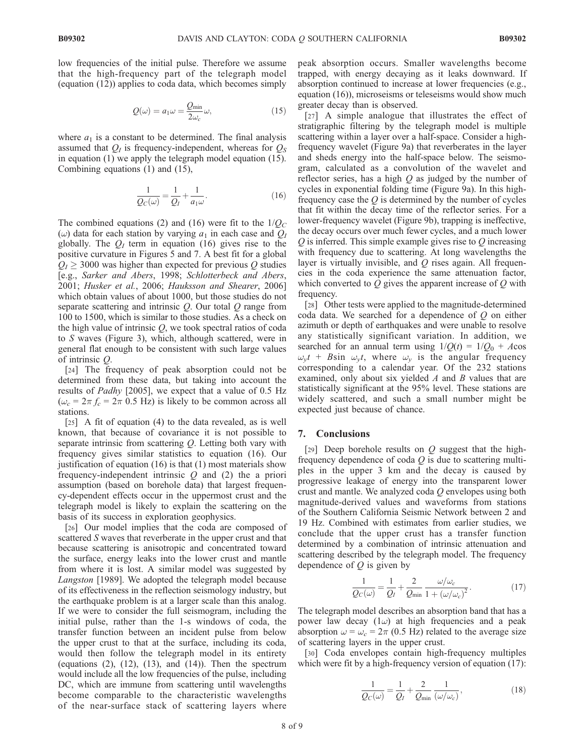low frequencies of the initial pulse. Therefore we assume that the high-frequency part of the telegraph model (equation (12)) applies to coda data, which becomes simply

$$Q(\omega) = a_1 \omega = \frac{Q_{\min}}{2\omega_c}\omega, \tag{15}$$

where $a_1$ is a constant to be determined. The final analysis assumed that $Q_I$ is frequency-independent, whereas for $Q_S$ in equation (1) we apply the telegraph model equation (15). Combining equations (1) and (15),

$$\frac{1}{Q_C(\omega)} = \frac{1}{Q_I} + \frac{1}{a_1 \omega}. \tag{16}$$

The combined equations (2) and (16) were fit to the $1/Q_C(\omega)$ data for each station by varying $a_1$ in each case and $Q_I$ globally. The $Q_I$ term in equation (16) gives rise to the positive curvature in Figures 5 and 7. A best fit for a global $Q_I \geq 3000$ was higher than expected for previous $Q$ studies [e.g., *Sarker and Abers*, 1998; *Schlotterbeck and Abers*, 2001; *Husker et al.*, 2006; *Hauksson and Shearer*, 2006] which obtain values of about 1000, but those studies do not separate scattering and intrinsic $Q$. Our total $Q$ range from 100 to 1500, which is similar to those studies. As a check on the high value of intrinsic $Q$, we took spectral ratios of coda to $S$ waves (Figure 3), which, although scattered, were in general flat enough to be consistent with such large values of intrinsic $Q$.

[24] The frequency of peak absorption could not be determined from these data, but taking into account the results of *Padhy* [2005], we expect that a value of 0.5 Hz ($\omega_c = 2\pi\, f_c = 2\pi$ 0.5 Hz) is likely to be common across all stations.

[25] A fit of equation (4) to the data revealed, as is well known, that because of covariance it is not possible to separate intrinsic from scattering $Q$. Letting both vary with frequency gives similar statistics to equation (16). Our justification of equation (16) is that (1) most materials show frequency-independent intrinsic $Q$ and (2) the a priori assumption (based on borehole data) that largest frequency-dependent effects occur in the uppermost crust and the telegraph model is likely to explain the scattering on the basis of its success in exploration geophysics.

[26] Our model implies that the coda are composed of scattered $S$ waves that reverberate in the upper crust and that because scattering is anisotropic and concentrated toward the surface, energy leaks into the lower crust and mantle from where it is lost. A similar model was suggested by *Langston* [1989]. We adopted the telegraph model because of its effectiveness in the reflection seismology industry, but the earthquake problem is at a larger scale than this analog. If we were to consider the full seismogram, including the initial pulse, rather than the 1-s windows of coda, the transfer function between an incident pulse from below the upper crust to that at the surface, including its coda, would then follow the telegraph model in its entirety (equations (2), (12), (13), and (14)). Then the spectrum would include all the low frequencies of the pulse, including DC, which are immune from scattering until wavelengths become comparable to the characteristic wavelengths of the near-surface stack of scattering layers where peak absorption occurs. Smaller wavelengths become trapped, with energy decaying as it leaks downward. If absorption continued to increase at lower frequencies (e.g., equation (16)), microseisms or teleseisms would show much greater decay than is observed.

[27] A simple analogue that illustrates the effect of stratigraphic filtering by the telegraph model is multiple scattering within a layer over a half-space. Consider a high-frequency wavelet (Figure 9a) that reverberates in the layer and sheds energy into the half-space below. The seismogram, calculated as a convolution of the wavelet and reflector series, has a high $Q$ as judged by the number of cycles in exponential folding time (Figure 9a). In this high-frequency case the $Q$ is determined by the number of cycles that fit within the decay time of the reflector series. For a lower-frequency wavelet (Figure 9b), trapping is ineffective, the decay occurs over much fewer cycles, and a much lower $Q$ is inferred. This simple example gives rise to $Q$ increasing with frequency due to scattering. At long wavelengths the layer is virtually invisible, and $Q$ rises again. All frequencies in the coda experience the same attenuation factor, which converted to $Q$ gives the apparent increase of $Q$ with frequency.

[28] Other tests were applied to the magnitude-determined coda data. We searched for a dependence of $Q$ on either azimuth or depth of earthquakes and were unable to resolve any statistically significant variation. In addition, we searched for an annual term using $1/Q(t) = 1/Q_0 + A\cos \omega_y t + B\sin \omega_y t$, where $\omega_y$ is the angular frequency corresponding to a calendar year. Of the 232 stations examined, only about six yielded $A$ and $B$ values that are statistically significant at the 95% level. These stations are widely scattered, and such a small number might be expected just because of chance.

## 7. Conclusions

[29] Deep borehole results on $Q$ suggest that the high-frequency dependence of coda $Q$ is due to scattering multiples in the upper 3 km and the decay is caused by progressive leakage of energy into the transparent lower crust and mantle. We analyzed coda $Q$ envelopes using both magnitude-derived values and waveforms from stations of the Southern California Seismic Network between 2 and 19 Hz. Combined with estimates from earlier studies, we conclude that the upper crust has a transfer function determined by a combination of intrinsic attenuation and scattering described by the telegraph model. The frequency dependence of $Q$ is given by

$$\frac{1}{Q_C(\omega)} = \frac{1}{Q_I} + \frac{2}{Q_{\min}} \frac{\omega/\omega_c}{1 + (\omega/\omega_c)^2}. \tag{17}$$

The telegraph model describes an absorption band that has a power law decay ($1\omega$) at high frequencies and a peak absorption $\omega = \omega_c = 2\pi$ (0.5 Hz) related to the average size of scattering layers in the upper crust.

[30] Coda envelopes contain high-frequency multiples which were fit by a high-frequency version of equation (17):

$$\frac{1}{Q_C(\omega)} = \frac{1}{Q_I} + \frac{2}{Q_{\min}} \frac{1}{(\omega/\omega_c)}, \tag{18}$$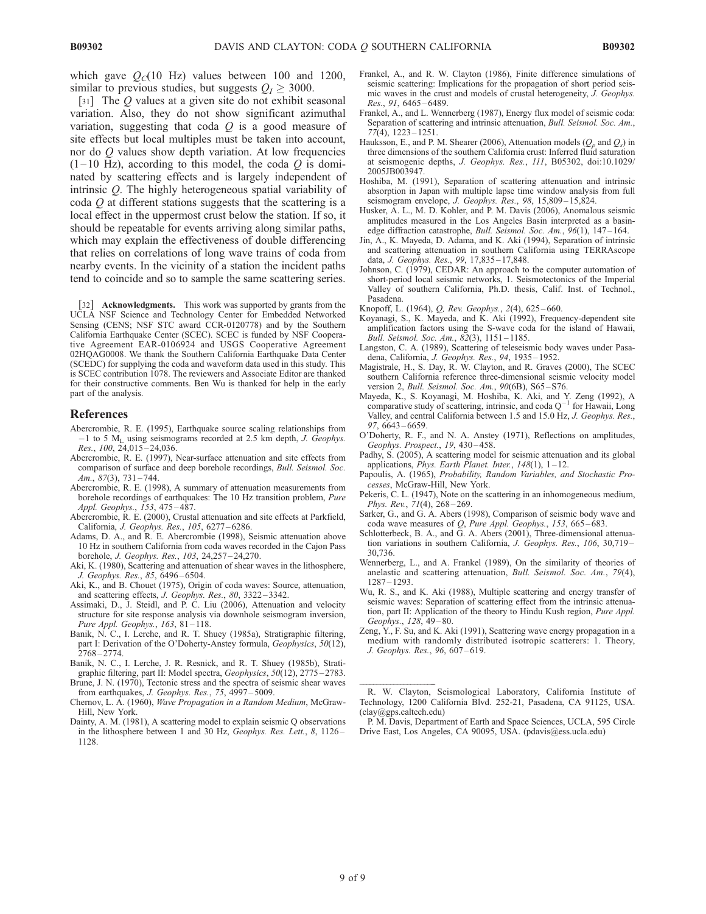which gave $Q_C$(10 Hz) values between 100 and 1200, similar to previous studies, but suggests $Q_I \geq 3000$.

[31] The $Q$ values at a given site do not exhibit seasonal variation. Also, they do not show significant azimuthal variation, suggesting that coda $Q$ is a good measure of site effects but local multiples must be taken into account, nor do $Q$ values show depth variation. At low frequencies (1–10 Hz), according to this model, the coda $Q$ is dominated by scattering effects and is largely independent of intrinsic $Q$. The highly heterogeneous spatial variability of coda $Q$ at different stations suggests that the scattering is a local effect in the uppermost crust below the station. If so, it should be repeatable for events arriving along similar paths, which may explain the effectiveness of double differencing that relies on correlations of long wave trains of coda from nearby events. In the vicinity of a station the incident paths tend to coincide and so to sample the same scattering series.

[32] **Acknowledgments.** This work was supported by grants from the UCLA NSF Science and Technology Center for Embedded Networked Sensing (CENS; NSF STC award CCR-0120778) and by the Southern California Earthquake Center (SCEC). SCEC is funded by NSF Cooperative Agreement EAR-0106924 and USGS Cooperative Agreement 02HQAG0008. We thank the Southern California Earthquake Data Center (SCEDC) for supplying the coda and waveform data used in this study. This is SCEC contribution 1078. The reviewers and Associate Editor are thanked for their constructive comments. Ben Wu is thanked for help in the early part of the analysis.

## References

Abercrombie, R. E. (1995), Earthquake source scaling relationships from −1 to 5 $M_L$ using seismograms recorded at 2.5 km depth, *J. Geophys. Res.*, *100*, 24,015–24,036.

Abercrombie, R. E. (1997), Near-surface attenuation and site effects from comparison of surface and deep borehole recordings, *Bull. Seismol. Soc. Am.*, *87*(3), 731–744.

Abercrombie, R. E. (1998), A summary of attenuation measurements from borehole recordings of earthquakes: The 10 Hz transition problem, *Pure Appl. Geophys.*, *153*, 475–487.

Abercrombie, R. E. (2000), Crustal attenuation and site effects at Parkfield, California, *J. Geophys. Res.*, *105*, 6277–6286.

Adams, D. A., and R. E. Abercrombie (1998), Seismic attenuation above 10 Hz in southern California from coda waves recorded in the Cajon Pass borehole, *J. Geophys. Res.*, *103*, 24,257–24,270.

Aki, K. (1980), Scattering and attenuation of shear waves in the lithosphere, *J. Geophys. Res.*, *85*, 6496–6504.

Aki, K., and B. Chouet (1975), Origin of coda waves: Source, attenuation, and scattering effects, *J. Geophys. Res.*, *80*, 3322–3342.

Assimaki, D., J. Steidl, and P. C. Liu (2006), Attenuation and velocity structure for site response analysis via downhole seismogram inversion, *Pure Appl. Geophys.*, *163*, 81–118.

Banik, N. C., I. Lerche, and R. T. Shuey (1985a), Stratigraphic filtering, part I: Derivation of the O'Doherty-Anstey formula, *Geophysics*, *50*(12), 2768–2774.

Banik, N. C., I. Lerche, J. R. Resnick, and R. T. Shuey (1985b), Stratigraphic filtering, part II: Model spectra, *Geophysics*, *50*(12), 2775–2783.

Brune, J. N. (1970), Tectonic stress and the spectra of seismic shear waves from earthquakes, *J. Geophys. Res.*, *75*, 4997–5009.

Chernov, L. A. (1960), *Wave Propagation in a Random Medium*, McGraw-Hill, New York.

Dainty, A. M. (1981), A scattering model to explain seismic Q observations in the lithosphere between 1 and 30 Hz, *Geophys. Res. Lett.*, *8*, 1126–1128.

Frankel, A., and R. W. Clayton (1986), Finite difference simulations of seismic scattering: Implications for the propagation of short period seismic waves in the crust and models of crustal heterogeneity, *J. Geophys. Res.*, *91*, 6465–6489.

Frankel, A., and L. Wennerberg (1987), Energy flux model of seismic coda: Separation of scattering and intrinsic attenuation, *Bull. Seismol. Soc. Am.*, *77*(4), 1223–1251.

Hauksson, E., and P. M. Shearer (2006), Attenuation models ($Q_p$ and $Q_s$) in three dimensions of the southern California crust: Inferred fluid saturation at seismogenic depths, *J. Geophys. Res.*, *111*, B05302, doi:10.1029/2005JB003947.

Hoshiba, M. (1991), Separation of scattering attenuation and intrinsic absorption in Japan with multiple lapse time window analysis from full seismogram envelope, *J. Geophys. Res.*, *98*, 15,809–15,824.

Husker, A. L., M. D. Kohler, and P. M. Davis (2006), Anomalous seismic amplitudes measured in the Los Angeles Basin interpreted as a basin-edge diffraction catastrophe, *Bull. Seismol. Soc. Am.*, *96*(1), 147–164.

Jin, A., K. Mayeda, D. Adama, and K. Aki (1994), Separation of intrinsic and scattering attenuation in southern California using TERRAscope data, *J. Geophys. Res.*, *99*, 17,835–17,848.

Johnson, C. (1979), CEDAR: An approach to the computer automation of short-period local seismic networks, 1. Seismotectonics of the Imperial Valley of southern California, Ph.D. thesis, Calif. Inst. of Technol., Pasadena.

Knopoff, L. (1964), *Q*, *Rev. Geophys.*, *2*(4), 625–660.

Koyanagi, S., K. Mayeda, and K. Aki (1992), Frequency-dependent site amplification factors using the S-wave coda for the island of Hawaii, *Bull. Seismol. Soc. Am.*, *82*(3), 1151–1185.

Langston, C. A. (1989), Scattering of teleseismic body waves under Pasadena, California, *J. Geophys. Res.*, *94*, 1935–1952.

Magistrale, H., S. Day, R. W. Clayton, and R. Graves (2000), The SCEC southern California reference three-dimensional seismic velocity model version 2, *Bull. Seismol. Soc. Am.*, *90*(6B), S65–S76.

Mayeda, K., S. Koyanagi, M. Hoshiba, K. Aki, and Y. Zeng (1992), A comparative study of scattering, intrinsic, and coda $Q^{-1}$ for Hawaii, Long Valley, and central California between 1.5 and 15.0 Hz, *J. Geophys. Res.*, *97*, 6643–6659.

O'Doherty, R. F., and N. A. Anstey (1971), Reflections on amplitudes, *Geophys. Prospect.*, *19*, 430–458.

Padhy, S. (2005), A scattering model for seismic attenuation and its global applications, *Phys. Earth Planet. Inter.*, *148*(1), 1–12.

Papoulis, A. (1965), *Probability, Random Variables, and Stochastic Processes*, McGraw-Hill, New York.

Pekeris, C. L. (1947), Note on the scattering in an inhomogeneous medium, *Phys. Rev.*, *71*(4), 268–269.

Sarker, G., and G. A. Abers (1998), Comparison of seismic body wave and coda wave measures of *Q*, *Pure Appl. Geophys.*, *153*, 665–683.

Schlotterbeck, B. A., and G. A. Abers (2001), Three-dimensional attenuation variations in southern California, *J. Geophys. Res.*, *106*, 30,719–30,736.

Wennerberg, L., and A. Frankel (1989), On the similarity of theories of anelastic and scattering attenuation, *Bull. Seismol. Soc. Am.*, *79*(4), 1287–1293.

Wu, R. S., and K. Aki (1988), Multiple scattering and energy transfer of seismic waves: Separation of scattering effect from the intrinsic attenuation, part II: Application of the theory to Hindu Kush region, *Pure Appl. Geophys.*, *128*, 49–80.

Zeng, Y., F. Su, and K. Aki (1991), Scattering wave energy propagation in a medium with randomly distributed isotropic scatterers: 1. Theory, *J. Geophys. Res.*, *96*, 607–619.

---

R. W. Clayton, Seismological Laboratory, California Institute of Technology, 1200 California Blvd. 252-21, Pasadena, CA 91125, USA. (clay@gps.caltech.edu)

P. M. Davis, Department of Earth and Space Sciences, UCLA, 595 Circle Drive East, Los Angeles, CA 90095, USA. (pdavis@ess.ucla.edu)